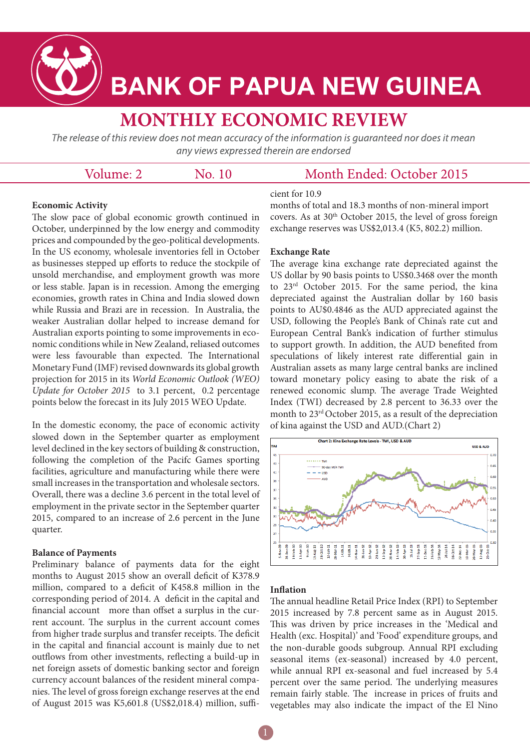# BANK OF PAPUA NEW GUINEA

## MONTHLY ECONOMIC REVIEW

*The release of this review does not mean accuracy of the information is guaranteed nor does it mean any views expressed therein are endorsed*

Volume: 2 No. 10 Month Ended: October 2015

### Economic Activity

The slow pace of global economic growth continued in October, underpinned by the low energy and commodity prices and compounded by the geo-political developments. In the US economy, wholesale inventories fell in October as businesses stepped up efforts to reduce the stockpile of unsold merchandise, and employment growth was more or less stable. Japan is in recession. Among the emerging economies, growth rates in China and India slowed down while Russia and Brazi are in recession. In Australia, the weaker Australian dollar helped to increase demand for Australian exports pointing to some improvements in economic conditions while in New Zealand, reliased outcomes were less favourable than expected. The International Monetary Fund (IMF) revised downwards its global growth projection for 2015 in its *World Economic Outlook (WEO) Update for October 2015* to 3.1 percent, 0.2 percentage points below the forecast in its July 2015 WEO Update.

In the domestic economy, the pace of economic activity slowed down in the September quarter as employment level declined in the key sectors of building & construction, following the completion of the Pacifc Games sporting facilities, agriculture and manufacturing while there were small increases in the transportation and wholesale sectors. Overall, there was a decline 3.6 percent in the total level of employment in the private sector in the September quarter 2015, compared to an increase of 2.6 percent in the June quarter.

### Balance of Payments

Preliminary balance of payments data for the eight months to August 2015 show an overall deficit of K378.9 million, compared to a deficit of K458.8 million in the corresponding period of 2014. A deficit in the capital and financial account more than offset a surplus in the current account. The surplus in the current account comes from higher trade surplus and transfer receipts. The deficit in the capital and financial account is mainly due to net outflows from other investments, reflecting a build-up in net foreign assets of domestic banking sector and foreign currency account balances of the resident mineral companies. The level of gross foreign exchange reserves at the end of August 2015 was K5,601.8 (US$2,018.4) million, sufficient for 10.9 months of total and 18.3 months of non-mineral import covers. As at 30th October 2015, the level of gross foreign exchange reserves was US$2,013.4 (K5, 802.2) million.

### Exchange Rate

The average kina exchange rate depreciated against the US dollar by 90 basis points to US$0.3468 over the month to 23rd October 2015. For the same period, the kina depreciated against the Australian dollar by 160 basis points to AU$0.4846 as the AUD appreciated against the USD, following the People's Bank of China's rate cut and European Central Bank's indication of further stimulus to support growth. In addition, the AUD benefited from speculations of likely interest rate differential gain in Australian assets as many large central banks are inclined toward monetary policy easing to abate the risk of a renewed economic slump. The average Trade Weighted Index (TWI) decreased by 2.8 percent to 36.33 over the month to 23rd October 2015, as a result of the depreciation of kina against the USD and AUD.(Chart 2)

Chart 2: Kina Exchange Rate Levels - TWI, USD & AUD

TWI

USD & AUD

TWI
90-day M/A TWI
USD
AUD

### Inflation

The annual headline Retail Price Index (RPI) to September 2015 increased by 7.8 percent same as in August 2015. This was driven by price increases in the 'Medical and Health (exc. Hospital)' and 'Food' expenditure groups, and the non-durable goods subgroup. Annual RPI excluding seasonal items (ex-seasonal) increased by 4.0 percent, while annual RPI ex-seasonal and fuel increased by 5.4 percent over the same period. The underlying measures remain fairly stable. The increase in prices of fruits and vegetables may also indicate the impact of the El Nino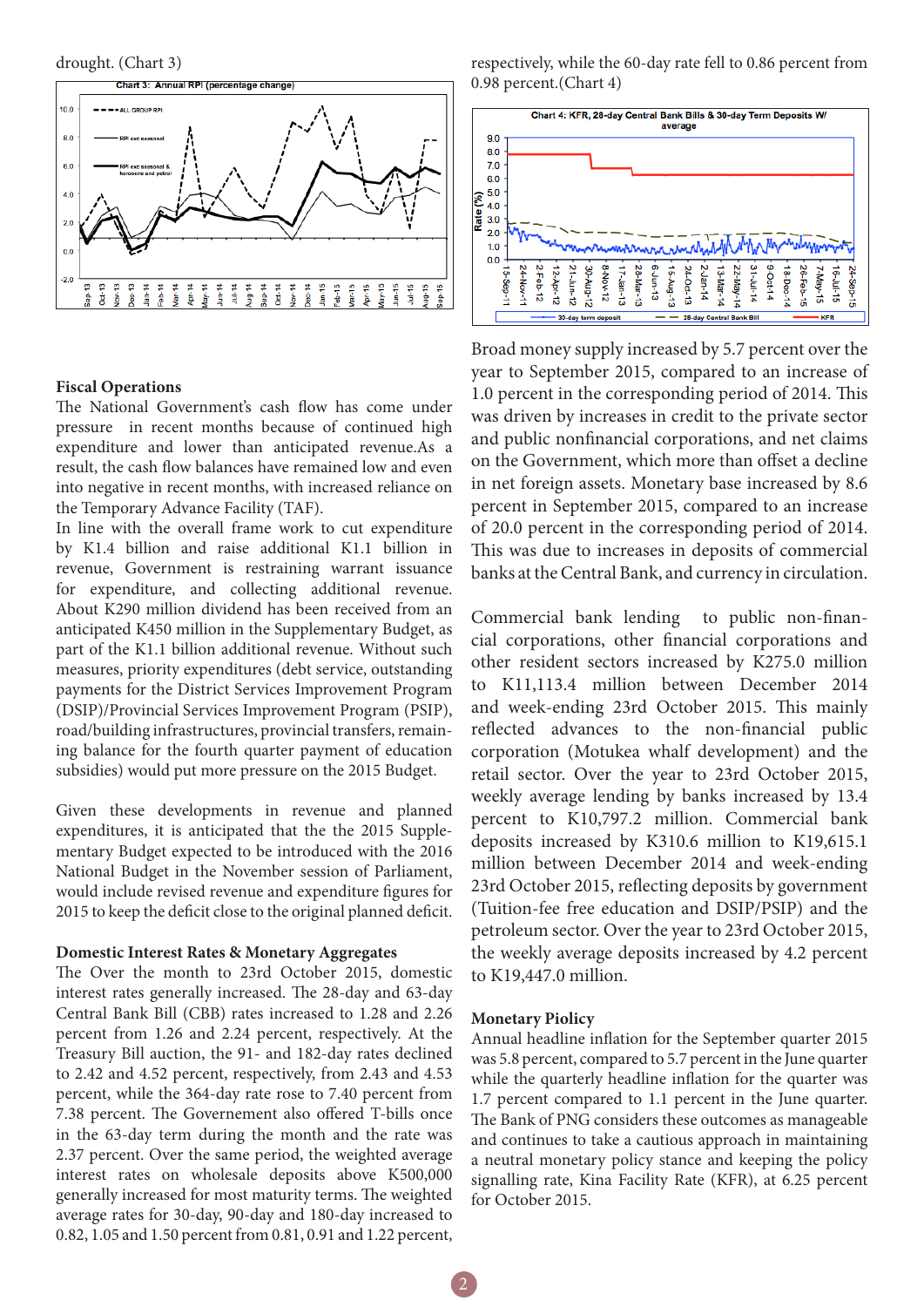drought. (Chart 3)

Chart 3: Annual RPI (percentage change)

10.0
8.0
6.0
4.0
2.0
0.0
-2.0

ALL GROUP RPI
RPI exc seasonal
RPI exc seasonal & kerosene and petrol

Sep-13 Oct-13 Nov-13 Dec-13 Jan-14 Feb-14 Mar-14 Apr-14 May-14 Jun-14 Jul-14 Aug-14 Sep-14 Oct-14 Nov-14 Dec-14 Jan-15 Feb-15 Mar-15 Apr-15 May-15 Jun-15 Jul-15 Aug-15 Sep-15

## Fiscal Operations

The National Government's cash flow has come under pressure in recent months because of continued high expenditure and lower than anticipated revenue.As a result, the cash flow balances have remained low and even into negative in recent months, with increased reliance on the Temporary Advance Facility (TAF).

In line with the overall frame work to cut expenditure by K1.4 billion and raise additional K1.1 billion in revenue, Government is restraining warrant issuance for expenditure, and collecting additional revenue. About K290 million dividend has been received from an anticipated K450 million in the Supplementary Budget, as part of the K1.1 billion additional revenue. Without such measures, priority expenditures (debt service, outstanding payments for the District Services Improvement Program (DSIP)/Provincial Services Improvement Program (PSIP), road/building infrastructures, provincial transfers, remaining balance for the fourth quarter payment of education subsidies) would put more pressure on the 2015 Budget.

Given these developments in revenue and planned expenditures, it is anticipated that the the 2015 Supplementary Budget expected to be introduced with the 2016 National Budget in the November session of Parliament, would include revised revenue and expenditure figures for 2015 to keep the deficit close to the original planned deficit.

## Domestic Interest Rates & Monetary Aggregates

The Over the month to 23rd October 2015, domestic interest rates generally increased. The 28-day and 63-day Central Bank Bill (CBB) rates increased to 1.28 and 2.26 percent from 1.26 and 2.24 percent, respectively. At the Treasury Bill auction, the 91- and 182-day rates declined to 2.42 and 4.52 percent, respectively, from 2.43 and 4.53 percent, while the 364-day rate rose to 7.40 percent from 7.38 percent. The Governement also offered T-bills once in the 63-day term during the month and the rate was 2.37 percent. Over the same period, the weighted average interest rates on wholesale deposits above K500,000 generally increased for most maturity terms. The weighted average rates for 30-day, 90-day and 180-day increased to 0.82, 1.05 and 1.50 percent from 0.81, 0.91 and 1.22 percent, respectively, while the 60-day rate fell to 0.86 percent from 0.98 percent.(Chart 4)

Chart 4: KFR, 28-day Central Bank Bills & 30-day Term Deposits W/ average

Rate (%)

9.0
8.0
7.0
6.0
5.0
4.0
3.0
2.0
1.0
0.0

15-Sep-11 24-Nov-11 2-Feb-12 12-Apr-12 21-Jun-12 30-Aug-12 8-Nov-12 17-Jan-13 28-Mar-13 6-Jun-13 15-Aug-13 24-Oct-13 2-Jan-14 13-Mar-14 22-May-14 31-Jul-14 9-Oct-14 18-Dec-14 26-Feb-15 7-May-15 16-Jul-15 24-Sep-15

30-day term deposit
28-day Central Bank Bill
KFR

Broad money supply increased by 5.7 percent over the year to September 2015, compared to an increase of 1.0 percent in the corresponding period of 2014. This was driven by increases in credit to the private sector and public nonfinancial corporations, and net claims on the Government, which more than offset a decline in net foreign assets. Monetary base increased by 8.6 percent in September 2015, compared to an increase of 20.0 percent in the corresponding period of 2014. This was due to increases in deposits of commercial banks at the Central Bank, and currency in circulation.

Commercial bank lending to public non-financial corporations, other financial corporations and other resident sectors increased by K275.0 million to K11,113.4 million between December 2014 and week-ending 23rd October 2015. This mainly reflected advances to the non-financial public corporation (Motukea whalf development) and the retail sector. Over the year to 23rd October 2015, weekly average lending by banks increased by 13.4 percent to K10,797.2 million. Commercial bank deposits increased by K310.6 million to K19,615.1 million between December 2014 and week-ending 23rd October 2015, reflecting deposits by government (Tuition-fee free education and DSIP/PSIP) and the petroleum sector. Over the year to 23rd October 2015, the weekly average deposits increased by 4.2 percent to K19,447.0 million.

## Monetary Piolicy

Annual headline inflation for the September quarter 2015 was 5.8 percent, compared to 5.7 percent in the June quarter while the quarterly headline inflation for the quarter was 1.7 percent compared to 1.1 percent in the June quarter. The Bank of PNG considers these outcomes as manageable and continues to take a cautious approach in maintaining a neutral monetary policy stance and keeping the policy signalling rate, Kina Facility Rate (KFR), at 6.25 percent for October 2015.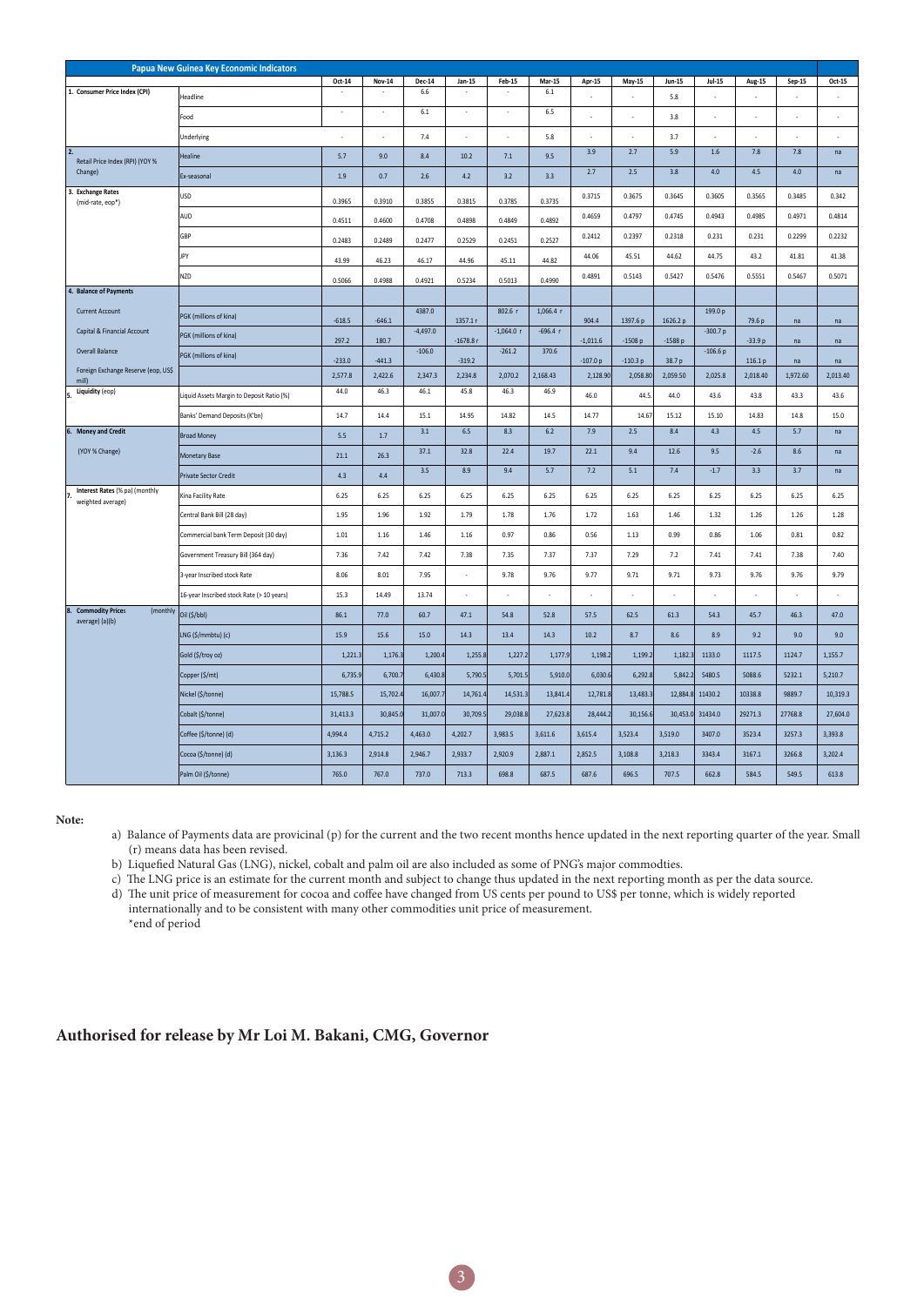| Papua New Guinea Key Economic Indicators | | Oct-14 | Nov-14 | Dec-14 | Jan-15 | Feb-15 | Mar-15 | Apr-15 | May-15 | Jun-15 | Jul-15 | Aug-15 | Sep-15 | Oct-15 |
|---|---|---|---|---|---|---|---|---|---|---|---|---|---|---|
| 1. Consumer Price Index (CPI) | Headline | - | - | 6.6 | - | - | 6.1 | - | - | 5.8 | - | - | - | - |
| | Food | - | - | 6.1 | - | - | 6.5 | - | - | 3.8 | - | - | - | - |
| | Underlying | - | - | 7.4 | - | - | 5.8 | - | - | 3.7 | - | - | - | - |
| 2. Retail Price Index (RPI) (YOY % Change) | Healine | 5.7 | 9.0 | 8.4 | 10.2 | 7.1 | 9.5 | 3.9 | 2.7 | 5.9 | 1.6 | 7.8 | 7.8 | na |
| | Ex-seasonal | 1.9 | 0.7 | 2.6 | 4.2 | 3.2 | 3.3 | 2.7 | 2.5 | 3.8 | 4.0 | 4.5 | 4.0 | na |
| 3. Exchange Rates (mid-rate, eop*) | USD | 0.3965 | 0.3910 | 0.3855 | 0.3815 | 0.3785 | 0.3735 | 0.3715 | 0.3675 | 0.3645 | 0.3605 | 0.3565 | 0.3485 | 0.342 |
| | AUD | 0.4511 | 0.4600 | 0.4708 | 0.4898 | 0.4849 | 0.4892 | 0.4659 | 0.4797 | 0.4745 | 0.4943 | 0.4985 | 0.4971 | 0.4814 |
| | GBP | 0.2483 | 0.2489 | 0.2477 | 0.2529 | 0.2451 | 0.2527 | 0.2412 | 0.2397 | 0.2318 | 0.231 | 0.231 | 0.2299 | 0.2232 |
| | JPY | 43.99 | 46.23 | 46.17 | 44.96 | 45.11 | 44.82 | 44.06 | 45.51 | 44.62 | 44.75 | 43.2 | 41.81 | 41.38 |
| | NZD | 0.5066 | 0.4988 | 0.4921 | 0.5234 | 0.5013 | 0.4990 | 0.4891 | 0.5143 | 0.5427 | 0.5476 | 0.5551 | 0.5467 | 0.5071 |
| 4. Balance of Payments | | | | | | | | | | | | | | |
| Current Account | PGK (millions of kina) | -618.5 | -646.1 | 4387.0 | 1357.1 r | 802.6 r | 1,066.4 r | 904.4 | 1397.6 p | 1626.2 p | 199.0 p | 79.6 p | na | na |
| Capital & Financial Account | PGK (millions of kina) | 297.2 | 180.7 | -4,497.0 | -1678.8 r | -1,064.0 r | -696.4 r | -1,011.6 | -1508 p | -1588 p | -300.7 p | -33.9 p | na | na |
| Overall Balance | PGK (millions of kina) | -233.0 | -441.3 | -106.0 | -319.2 | -261.2 | 370.6 | -107.0 p | -110.3 p | 38.7 p | -106.6 p | 116.1 p | na | na |
| Foreign Exchange Reserve (eop, US$ mill) | | 2,577.8 | 2,422.6 | 2,347.3 | 2,234.8 | 2,070.2 | 2,168.43 | 2,128.90 | 2,058.80 | 2,059.50 | 2,025.8 | 2,018.40 | 1,972.60 | 2,013.40 |
| 5. Liquidity (eop) | Liquid Assets Margin to Deposit Ratio (%) | 44.0 | 46.3 | 46.1 | 45.8 | 46.3 | 46.9 | 46.0 | 44.5 | 44.0 | 43.6 | 43.8 | 43.3 | 43.6 |
| | Banks' Demand Deposits (K'bn) | 14.7 | 14.4 | 15.1 | 14.95 | 14.82 | 14.5 | 14.77 | 14.67 | 15.12 | 15.10 | 14.83 | 14.8 | 15.0 |
| 6. Money and Credit (YOY % Change) | Broad Money | 5.5 | 1.7 | 3.1 | 6.5 | 8.3 | 6.2 | 7.9 | 2.5 | 8.4 | 4.3 | 4.5 | 5.7 | na |
| | Monetary Base | 21.1 | 26.3 | 37.1 | 32.8 | 22.4 | 19.7 | 22.1 | 9.4 | 12.6 | 9.5 | -2.6 | 8.6 | na |
| | Private Sector Credit | 4.3 | 4.4 | 3.5 | 8.9 | 9.4 | 5.7 | 7.2 | 5.1 | 7.4 | -1.7 | 3.3 | 3.7 | na |
| 7. Interest Rates (% pa) (monthly weighted average) | Kina Facility Rate | 6.25 | 6.25 | 6.25 | 6.25 | 6.25 | 6.25 | 6.25 | 6.25 | 6.25 | 6.25 | 6.25 | 6.25 | 6.25 |
| | Central Bank Bill (28 day) | 1.95 | 1.96 | 1.92 | 1.79 | 1.78 | 1.76 | 1.72 | 1.63 | 1.46 | 1.32 | 1.26 | 1.26 | 1.28 |
| | Commercial bank Term Deposit (30 day) | 1.01 | 1.16 | 1.46 | 1.16 | 0.97 | 0.86 | 0.56 | 1.13 | 0.99 | 0.86 | 1.06 | 0.81 | 0.82 |
| | Government Treasury Bill (364 day) | 7.36 | 7.42 | 7.42 | 7.38 | 7.35 | 7.37 | 7.37 | 7.29 | 7.2 | 7.41 | 7.41 | 7.38 | 7.40 |
| | 3-year Inscribed stock Rate | 8.06 | 8.01 | 7.95 | - | 9.78 | 9.76 | 9.77 | 9.71 | 9.71 | 9.73 | 9.76 | 9.76 | 9.79 |
| | 16-year Inscribed stock Rate (> 10 years) | 15.3 | 14.49 | 13.74 | - | - | - | - | - | - | - | - | - | - |
| 8. Commodity Prices (monthly average) (a)(b) | Oil ($/bbl) | 86.1 | 77.0 | 60.7 | 47.1 | 54.8 | 52.8 | 57.5 | 62.5 | 61.3 | 54.3 | 45.7 | 46.3 | 47.0 |
| | LNG ($/mmbtu) (c) | 15.9 | 15.6 | 15.0 | 14.3 | 13.4 | 14.3 | 10.2 | 8.7 | 8.6 | 8.9 | 9.2 | 9.0 | 9.0 |
| | Gold ($/troy oz) | 1,221.3 | 1,176.3 | 1,200.4 | 1,255.8 | 1,227.2 | 1,177.9 | 1,198.2 | 1,199.2 | 1,182.3 | 1133.0 | 1117.5 | 1124.7 | 1,155.7 |
| | Copper ($/mt) | 6,735.9 | 6,700.7 | 6,430.8 | 5,790.5 | 5,701.5 | 5,910.0 | 6,030.6 | 6,292.8 | 5,842.2 | 5480.5 | 5088.6 | 5232.1 | 5,210.7 |
| | Nickel ($/tonne) | 15,788.5 | 15,702.4 | 16,007.7 | 14,761.4 | 14,531.3 | 13,841.4 | 12,781.8 | 13,483.3 | 12,884.8 | 11430.2 | 10338.8 | 9889.7 | 10,319.3 |
| | Cobalt ($/tonne) | 31,413.3 | 30,845.0 | 31,007.0 | 30,709.5 | 29,038.8 | 27,623.8 | 28,444.2 | 30,156.6 | 30,453.0 | 31434.0 | 29271.3 | 27768.8 | 27,604.0 |
| | Coffee ($/tonne) (d) | 4,994.4 | 4,715.2 | 4,463.0 | 4,202.7 | 3,983.5 | 3,611.6 | 3,615.4 | 3,523.4 | 3,519.0 | 3407.0 | 3523.4 | 3257.3 | 3,393.8 |
| | Cocoa ($/tonne) (d) | 3,136.3 | 2,914.8 | 2,946.7 | 2,933.7 | 2,920.9 | 2,887.1 | 2,852.5 | 3,108.8 | 3,218.3 | 3343.4 | 3167.1 | 3266.8 | 3,202.4 |
| | Palm Oil ($/tonne) | 765.0 | 767.0 | 737.0 | 713.3 | 698.8 | 687.5 | 687.6 | 696.5 | 707.5 | 662.8 | 584.5 | 549.5 | 613.8 |

**Note:**

a) Balance of Payments data are provicinal (p) for the current and the two recent months hence updated in the next reporting quarter of the year. Small (r) means data has been revised.

b) Liquefied Natural Gas (LNG), nickel, cobalt and palm oil are also included as some of PNG's major commodties.

c) The LNG price is an estimate for the current month and subject to change thus updated in the next reporting month as per the data source.

d) The unit price of measurement for cocoa and coffee have changed from US cents per pound to US$ per tonne, which is widely reported internationally and to be consistent with many other commodities unit price of measurement.

*end of period

## Authorised for release by Mr Loi M. Bakani, CMG, Governor